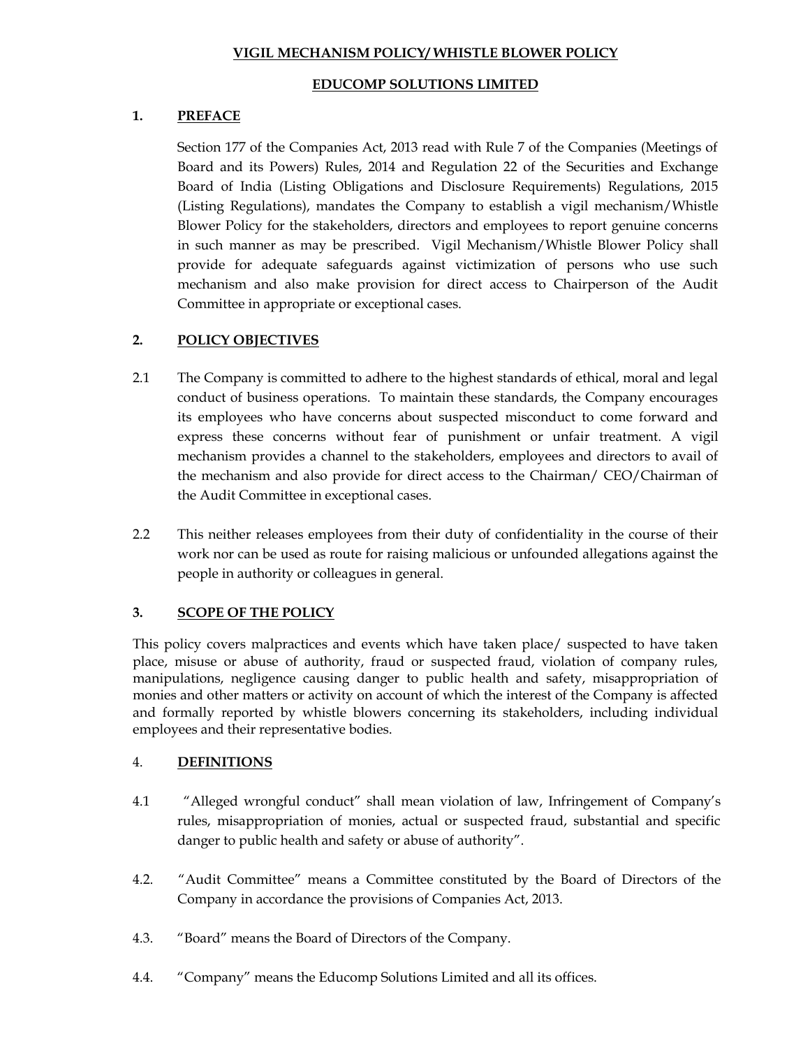# VIGIL MECHANISM POLICY/ WHISTLE BLOWER POLICY

## EDUCOMP SOLUTIONS LIMITED

## 1. PREFACE

Section 177 of the Companies Act, 2013 read with Rule 7 of the Companies (Meetings of Board and its Powers) Rules, 2014 and Regulation 22 of the Securities and Exchange Board of India (Listing Obligations and Disclosure Requirements) Regulations, 2015 (Listing Regulations), mandates the Company to establish a vigil mechanism/Whistle Blower Policy for the stakeholders, directors and employees to report genuine concerns in such manner as may be prescribed. Vigil Mechanism/Whistle Blower Policy shall provide for adequate safeguards against victimization of persons who use such mechanism and also make provision for direct access to Chairperson of the Audit Committee in appropriate or exceptional cases.

## 2. POLICY OBJECTIVES

2.1 The Company is committed to adhere to the highest standards of ethical, moral and legal conduct of business operations. To maintain these standards, the Company encourages its employees who have concerns about suspected misconduct to come forward and express these concerns without fear of punishment or unfair treatment. A vigil mechanism provides a channel to the stakeholders, employees and directors to avail of the mechanism and also provide for direct access to the Chairman/ CEO/Chairman of the Audit Committee in exceptional cases.

2.2 This neither releases employees from their duty of confidentiality in the course of their work nor can be used as route for raising malicious or unfounded allegations against the people in authority or colleagues in general.

## 3. SCOPE OF THE POLICY

This policy covers malpractices and events which have taken place/ suspected to have taken place, misuse or abuse of authority, fraud or suspected fraud, violation of company rules, manipulations, negligence causing danger to public health and safety, misappropriation of monies and other matters or activity on account of which the interest of the Company is affected and formally reported by whistle blowers concerning its stakeholders, including individual employees and their representative bodies.

## 4. DEFINITIONS

4.1 "Alleged wrongful conduct" shall mean violation of law, Infringement of Company's rules, misappropriation of monies, actual or suspected fraud, substantial and specific danger to public health and safety or abuse of authority".

4.2. "Audit Committee" means a Committee constituted by the Board of Directors of the Company in accordance the provisions of Companies Act, 2013.

4.3. "Board" means the Board of Directors of the Company.

4.4. "Company" means the Educomp Solutions Limited and all its offices.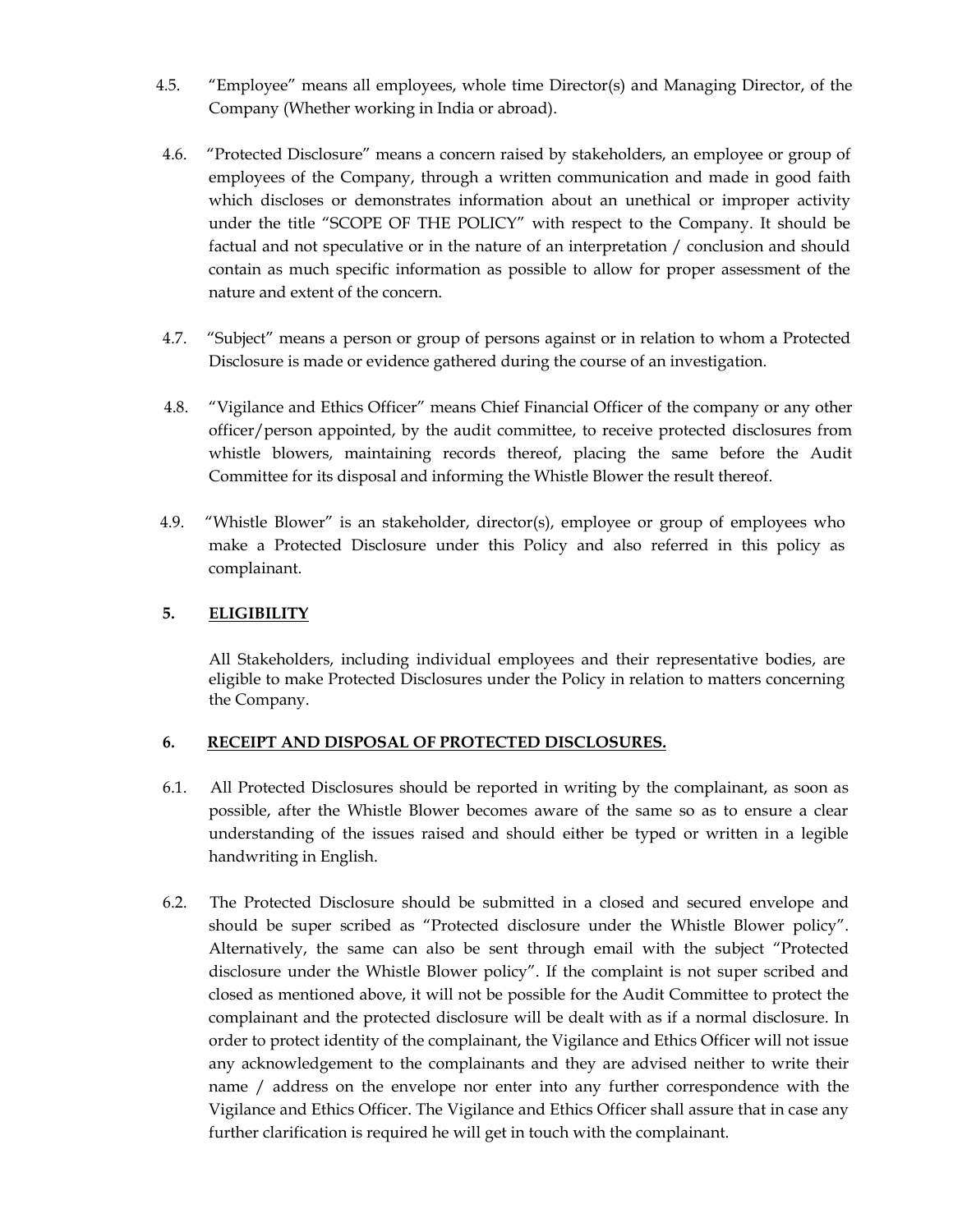4.5. "Employee" means all employees, whole time Director(s) and Managing Director, of the Company (Whether working in India or abroad).

4.6. "Protected Disclosure" means a concern raised by stakeholders, an employee or group of employees of the Company, through a written communication and made in good faith which discloses or demonstrates information about an unethical or improper activity under the title "SCOPE OF THE POLICY" with respect to the Company. It should be factual and not speculative or in the nature of an interpretation / conclusion and should contain as much specific information as possible to allow for proper assessment of the nature and extent of the concern.

4.7. "Subject" means a person or group of persons against or in relation to whom a Protected Disclosure is made or evidence gathered during the course of an investigation.

4.8. "Vigilance and Ethics Officer" means Chief Financial Officer of the company or any other officer/person appointed, by the audit committee, to receive protected disclosures from whistle blowers, maintaining records thereof, placing the same before the Audit Committee for its disposal and informing the Whistle Blower the result thereof.

4.9. "Whistle Blower" is an stakeholder, director(s), employee or group of employees who make a Protected Disclosure under this Policy and also referred in this policy as complainant.

## 5. <u>ELIGIBILITY</u>

All Stakeholders, including individual employees and their representative bodies, are eligible to make Protected Disclosures under the Policy in relation to matters concerning the Company.

## 6. <u>RECEIPT AND DISPOSAL OF PROTECTED DISCLOSURES.</u>

6.1. All Protected Disclosures should be reported in writing by the complainant, as soon as possible, after the Whistle Blower becomes aware of the same so as to ensure a clear understanding of the issues raised and should either be typed or written in a legible handwriting in English.

6.2. The Protected Disclosure should be submitted in a closed and secured envelope and should be super scribed as "Protected disclosure under the Whistle Blower policy". Alternatively, the same can also be sent through email with the subject "Protected disclosure under the Whistle Blower policy". If the complaint is not super scribed and closed as mentioned above, it will not be possible for the Audit Committee to protect the complainant and the protected disclosure will be dealt with as if a normal disclosure. In order to protect identity of the complainant, the Vigilance and Ethics Officer will not issue any acknowledgement to the complainants and they are advised neither to write their name / address on the envelope nor enter into any further correspondence with the Vigilance and Ethics Officer. The Vigilance and Ethics Officer shall assure that in case any further clarification is required he will get in touch with the complainant.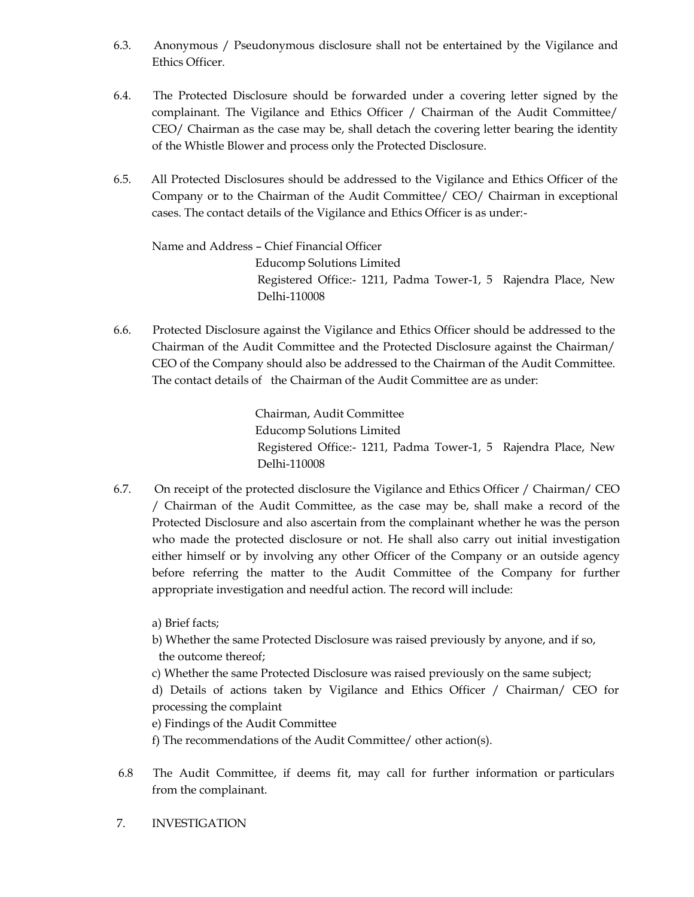6.3. Anonymous / Pseudonymous disclosure shall not be entertained by the Vigilance and Ethics Officer.

6.4. The Protected Disclosure should be forwarded under a covering letter signed by the complainant. The Vigilance and Ethics Officer / Chairman of the Audit Committee/ CEO/ Chairman as the case may be, shall detach the covering letter bearing the identity of the Whistle Blower and process only the Protected Disclosure.

6.5. All Protected Disclosures should be addressed to the Vigilance and Ethics Officer of the Company or to the Chairman of the Audit Committee/ CEO/ Chairman in exceptional cases. The contact details of the Vigilance and Ethics Officer is as under:-

Name and Address – Chief Financial Officer
Educomp Solutions Limited
Registered Office:- 1211, Padma Tower-1, 5 Rajendra Place, New Delhi-110008

6.6. Protected Disclosure against the Vigilance and Ethics Officer should be addressed to the Chairman of the Audit Committee and the Protected Disclosure against the Chairman/ CEO of the Company should also be addressed to the Chairman of the Audit Committee. The contact details of the Chairman of the Audit Committee are as under:

Chairman, Audit Committee
Educomp Solutions Limited
Registered Office:- 1211, Padma Tower-1, 5 Rajendra Place, New Delhi-110008

6.7. On receipt of the protected disclosure the Vigilance and Ethics Officer / Chairman/ CEO / Chairman of the Audit Committee, as the case may be, shall make a record of the Protected Disclosure and also ascertain from the complainant whether he was the person who made the protected disclosure or not. He shall also carry out initial investigation either himself or by involving any other Officer of the Company or an outside agency before referring the matter to the Audit Committee of the Company for further appropriate investigation and needful action. The record will include:

a) Brief facts;
b) Whether the same Protected Disclosure was raised previously by anyone, and if so, the outcome thereof;
c) Whether the same Protected Disclosure was raised previously on the same subject;
d) Details of actions taken by Vigilance and Ethics Officer / Chairman/ CEO for processing the complaint
e) Findings of the Audit Committee
f) The recommendations of the Audit Committee/ other action(s).

6.8 The Audit Committee, if deems fit, may call for further information or particulars from the complainant.

7. INVESTIGATION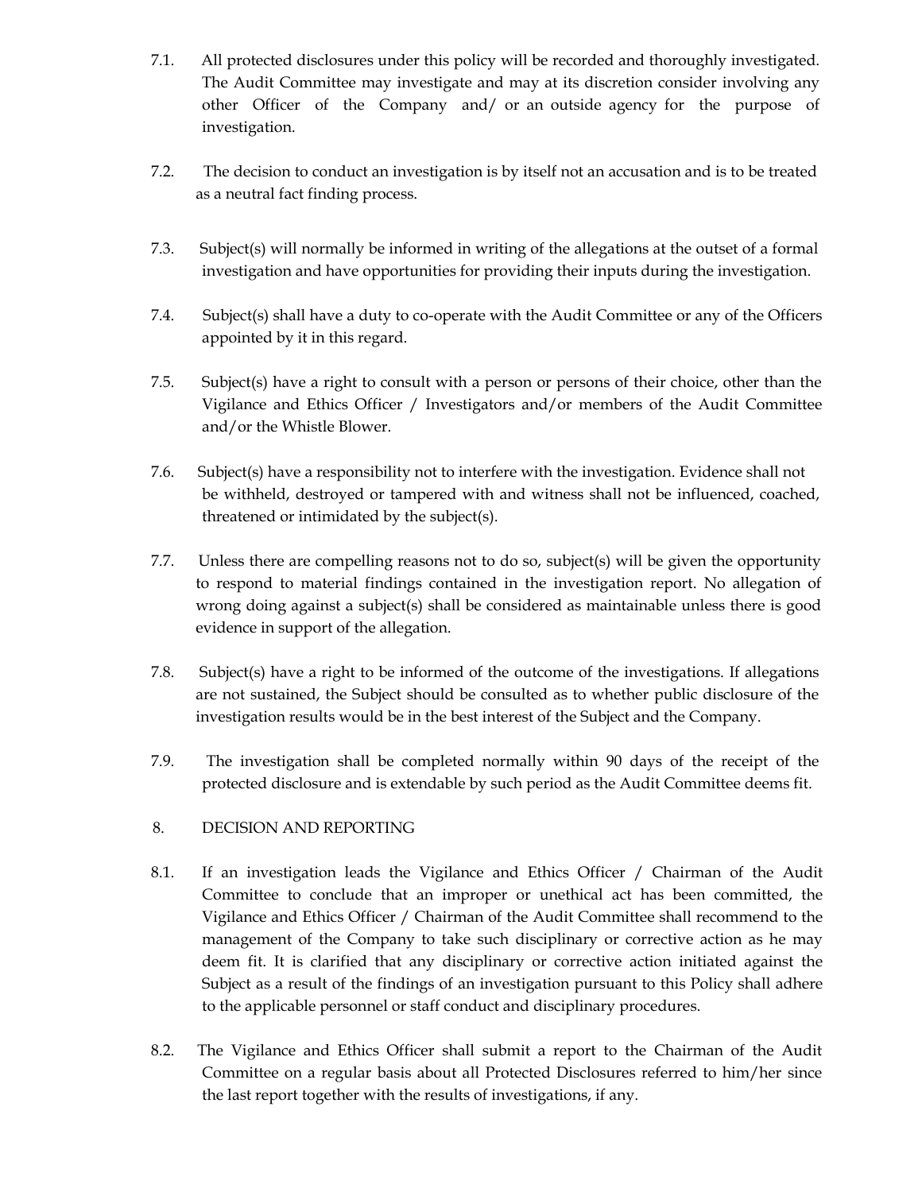7.1. All protected disclosures under this policy will be recorded and thoroughly investigated. The Audit Committee may investigate and may at its discretion consider involving any other Officer of the Company and/ or an outside agency for the purpose of investigation.

7.2. The decision to conduct an investigation is by itself not an accusation and is to be treated as a neutral fact finding process.

7.3. Subject(s) will normally be informed in writing of the allegations at the outset of a formal investigation and have opportunities for providing their inputs during the investigation.

7.4. Subject(s) shall have a duty to co-operate with the Audit Committee or any of the Officers appointed by it in this regard.

7.5. Subject(s) have a right to consult with a person or persons of their choice, other than the Vigilance and Ethics Officer / Investigators and/or members of the Audit Committee and/or the Whistle Blower.

7.6. Subject(s) have a responsibility not to interfere with the investigation. Evidence shall not be withheld, destroyed or tampered with and witness shall not be influenced, coached, threatened or intimidated by the subject(s).

7.7. Unless there are compelling reasons not to do so, subject(s) will be given the opportunity to respond to material findings contained in the investigation report. No allegation of wrong doing against a subject(s) shall be considered as maintainable unless there is good evidence in support of the allegation.

7.8. Subject(s) have a right to be informed of the outcome of the investigations. If allegations are not sustained, the Subject should be consulted as to whether public disclosure of the investigation results would be in the best interest of the Subject and the Company.

7.9. The investigation shall be completed normally within 90 days of the receipt of the protected disclosure and is extendable by such period as the Audit Committee deems fit.

## 8. DECISION AND REPORTING

8.1. If an investigation leads the Vigilance and Ethics Officer / Chairman of the Audit Committee to conclude that an improper or unethical act has been committed, the Vigilance and Ethics Officer / Chairman of the Audit Committee shall recommend to the management of the Company to take such disciplinary or corrective action as he may deem fit. It is clarified that any disciplinary or corrective action initiated against the Subject as a result of the findings of an investigation pursuant to this Policy shall adhere to the applicable personnel or staff conduct and disciplinary procedures.

8.2. The Vigilance and Ethics Officer shall submit a report to the Chairman of the Audit Committee on a regular basis about all Protected Disclosures referred to him/her since the last report together with the results of investigations, if any.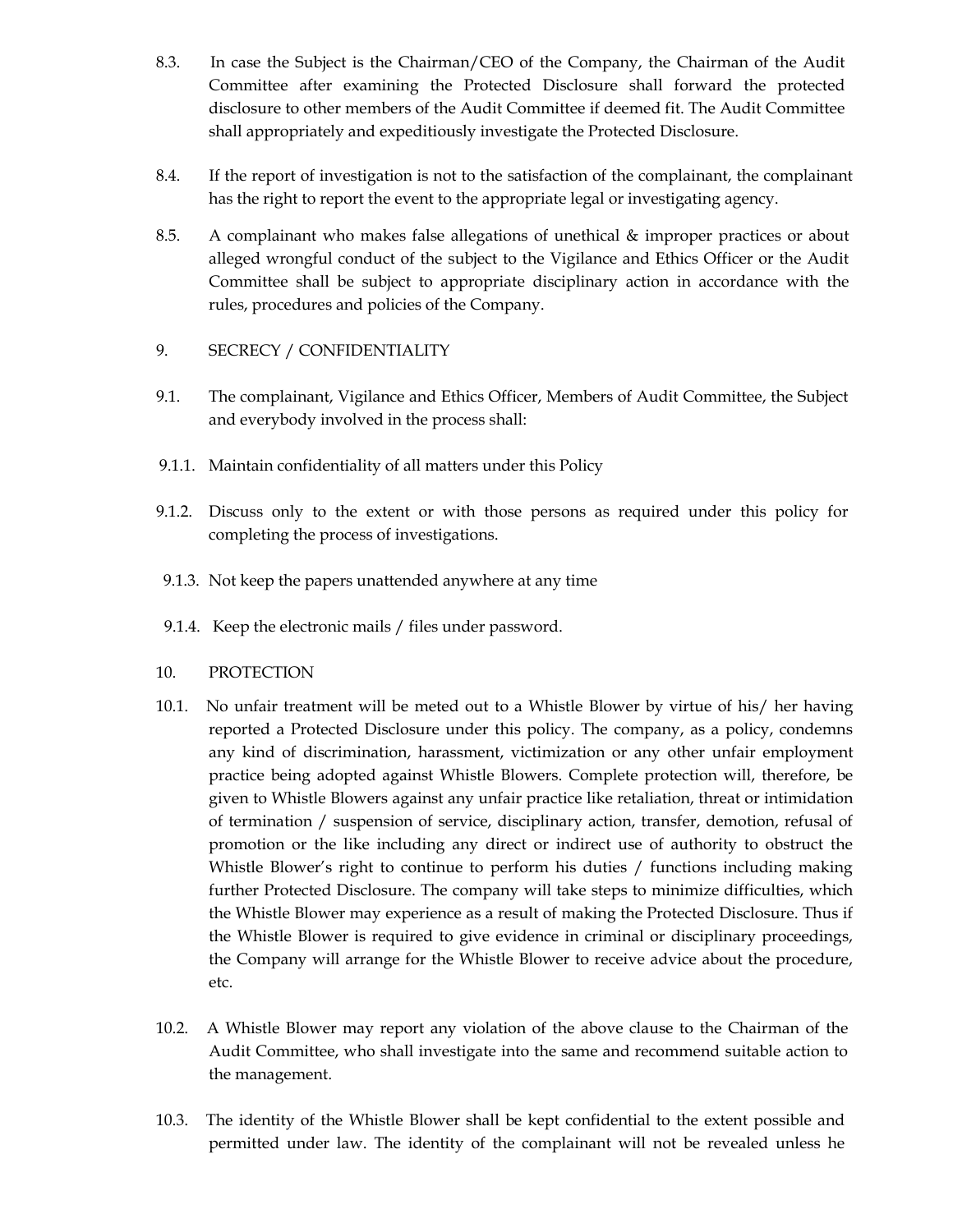8.3. In case the Subject is the Chairman/CEO of the Company, the Chairman of the Audit Committee after examining the Protected Disclosure shall forward the protected disclosure to other members of the Audit Committee if deemed fit. The Audit Committee shall appropriately and expeditiously investigate the Protected Disclosure.

8.4. If the report of investigation is not to the satisfaction of the complainant, the complainant has the right to report the event to the appropriate legal or investigating agency.

8.5. A complainant who makes false allegations of unethical & improper practices or about alleged wrongful conduct of the subject to the Vigilance and Ethics Officer or the Audit Committee shall be subject to appropriate disciplinary action in accordance with the rules, procedures and policies of the Company.

## 9. SECRECY / CONFIDENTIALITY

9.1. The complainant, Vigilance and Ethics Officer, Members of Audit Committee, the Subject and everybody involved in the process shall:

9.1.1. Maintain confidentiality of all matters under this Policy

9.1.2. Discuss only to the extent or with those persons as required under this policy for completing the process of investigations.

9.1.3. Not keep the papers unattended anywhere at any time

9.1.4. Keep the electronic mails / files under password.

## 10. PROTECTION

10.1. No unfair treatment will be meted out to a Whistle Blower by virtue of his/ her having reported a Protected Disclosure under this policy. The company, as a policy, condemns any kind of discrimination, harassment, victimization or any other unfair employment practice being adopted against Whistle Blowers. Complete protection will, therefore, be given to Whistle Blowers against any unfair practice like retaliation, threat or intimidation of termination / suspension of service, disciplinary action, transfer, demotion, refusal of promotion or the like including any direct or indirect use of authority to obstruct the Whistle Blower's right to continue to perform his duties / functions including making further Protected Disclosure. The company will take steps to minimize difficulties, which the Whistle Blower may experience as a result of making the Protected Disclosure. Thus if the Whistle Blower is required to give evidence in criminal or disciplinary proceedings, the Company will arrange for the Whistle Blower to receive advice about the procedure, etc.

10.2. A Whistle Blower may report any violation of the above clause to the Chairman of the Audit Committee, who shall investigate into the same and recommend suitable action to the management.

10.3. The identity of the Whistle Blower shall be kept confidential to the extent possible and permitted under law. The identity of the complainant will not be revealed unless he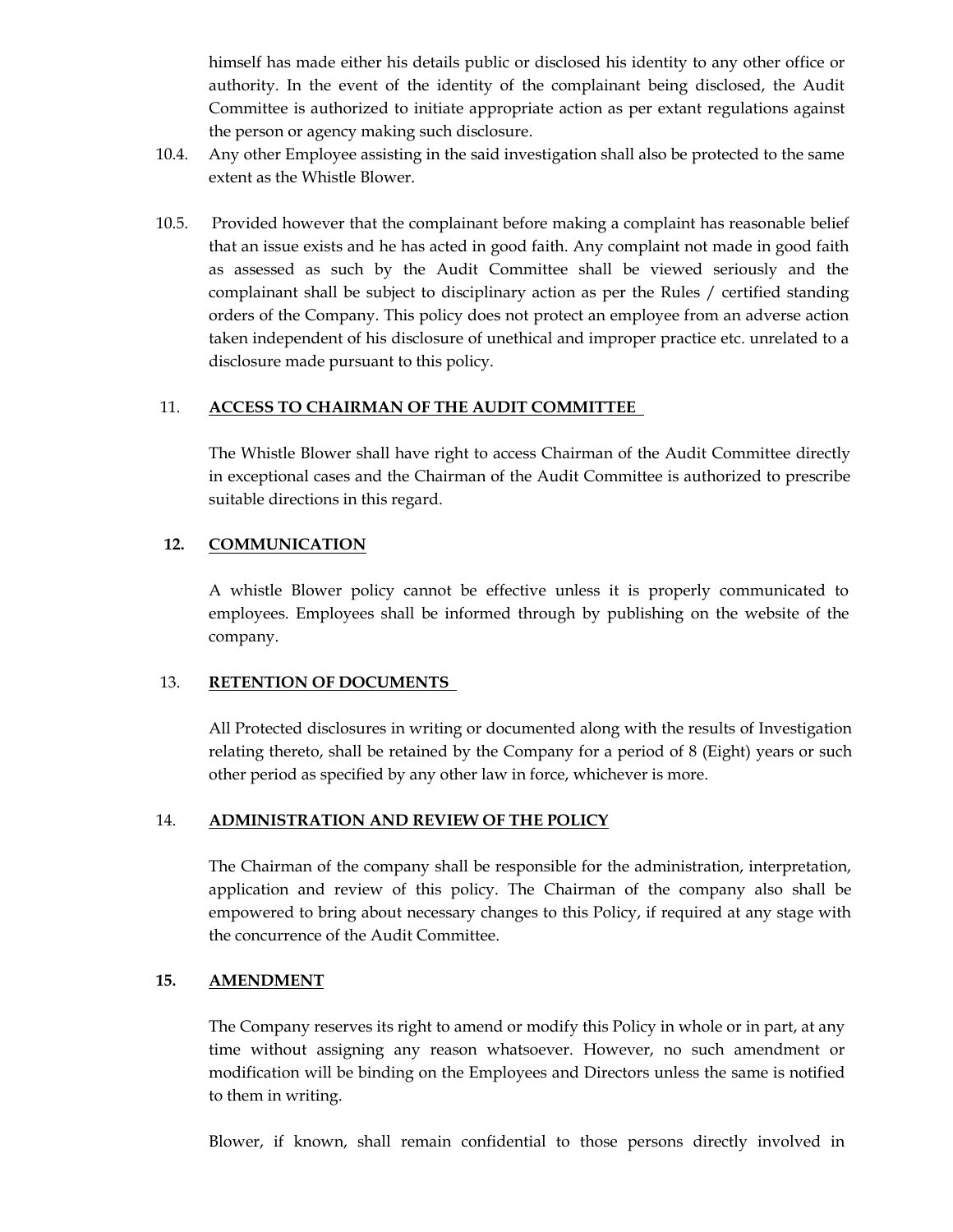himself has made either his details public or disclosed his identity to any other office or authority. In the event of the identity of the complainant being disclosed, the Audit Committee is authorized to initiate appropriate action as per extant regulations against the person or agency making such disclosure.

10.4. Any other Employee assisting in the said investigation shall also be protected to the same extent as the Whistle Blower.

10.5. Provided however that the complainant before making a complaint has reasonable belief that an issue exists and he has acted in good faith. Any complaint not made in good faith as assessed as such by the Audit Committee shall be viewed seriously and the complainant shall be subject to disciplinary action as per the Rules / certified standing orders of the Company. This policy does not protect an employee from an adverse action taken independent of his disclosure of unethical and improper practice etc. unrelated to a disclosure made pursuant to this policy.

## 11. ACCESS TO CHAIRMAN OF THE AUDIT COMMITTEE

The Whistle Blower shall have right to access Chairman of the Audit Committee directly in exceptional cases and the Chairman of the Audit Committee is authorized to prescribe suitable directions in this regard.

## 12. COMMUNICATION

A whistle Blower policy cannot be effective unless it is properly communicated to employees. Employees shall be informed through by publishing on the website of the company.

## 13. RETENTION OF DOCUMENTS

All Protected disclosures in writing or documented along with the results of Investigation relating thereto, shall be retained by the Company for a period of 8 (Eight) years or such other period as specified by any other law in force, whichever is more.

## 14. ADMINISTRATION AND REVIEW OF THE POLICY

The Chairman of the company shall be responsible for the administration, interpretation, application and review of this policy. The Chairman of the company also shall be empowered to bring about necessary changes to this Policy, if required at any stage with the concurrence of the Audit Committee.

## 15. AMENDMENT

The Company reserves its right to amend or modify this Policy in whole or in part, at any time without assigning any reason whatsoever. However, no such amendment or modification will be binding on the Employees and Directors unless the same is notified to them in writing.

Blower, if known, shall remain confidential to those persons directly involved in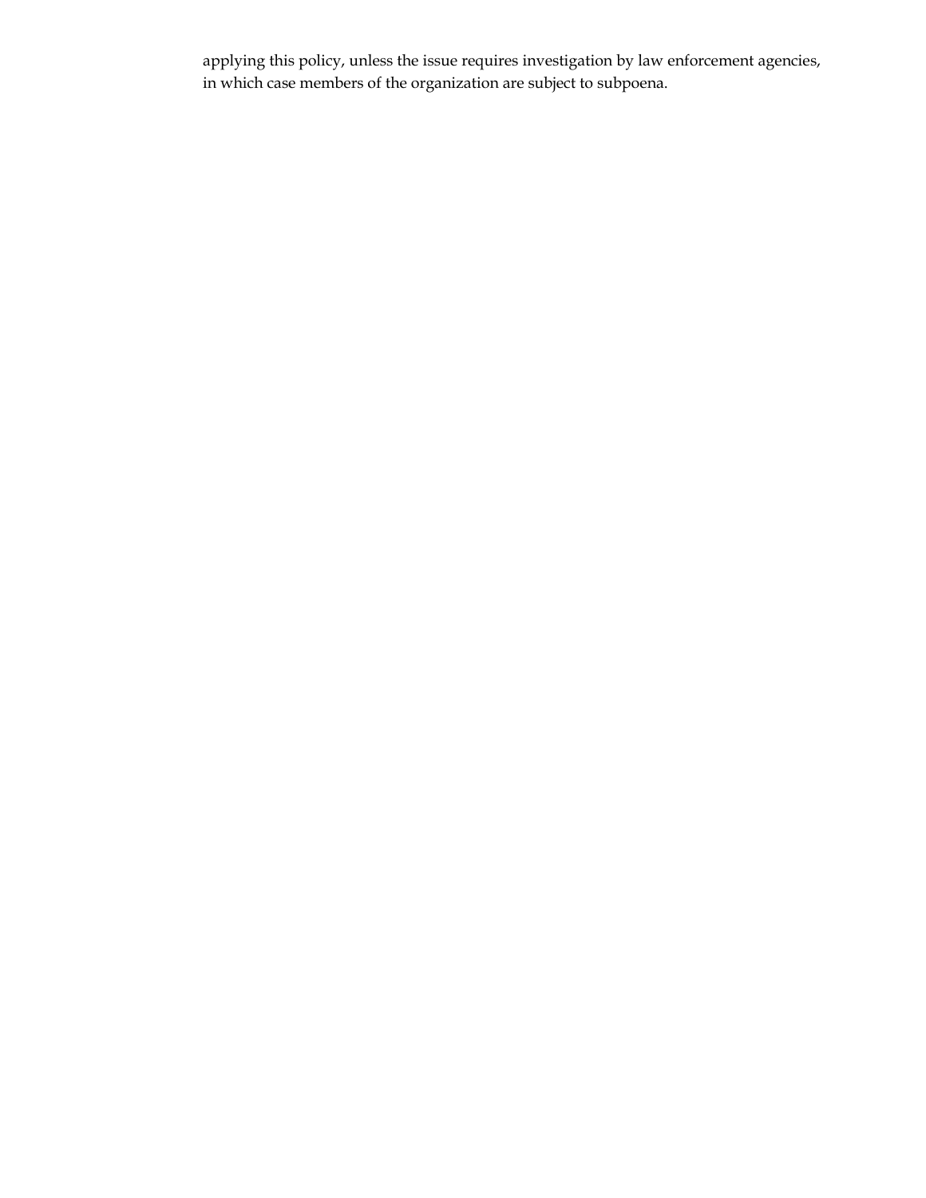applying this policy, unless the issue requires investigation by law enforcement agencies, in which case members of the organization are subject to subpoena.